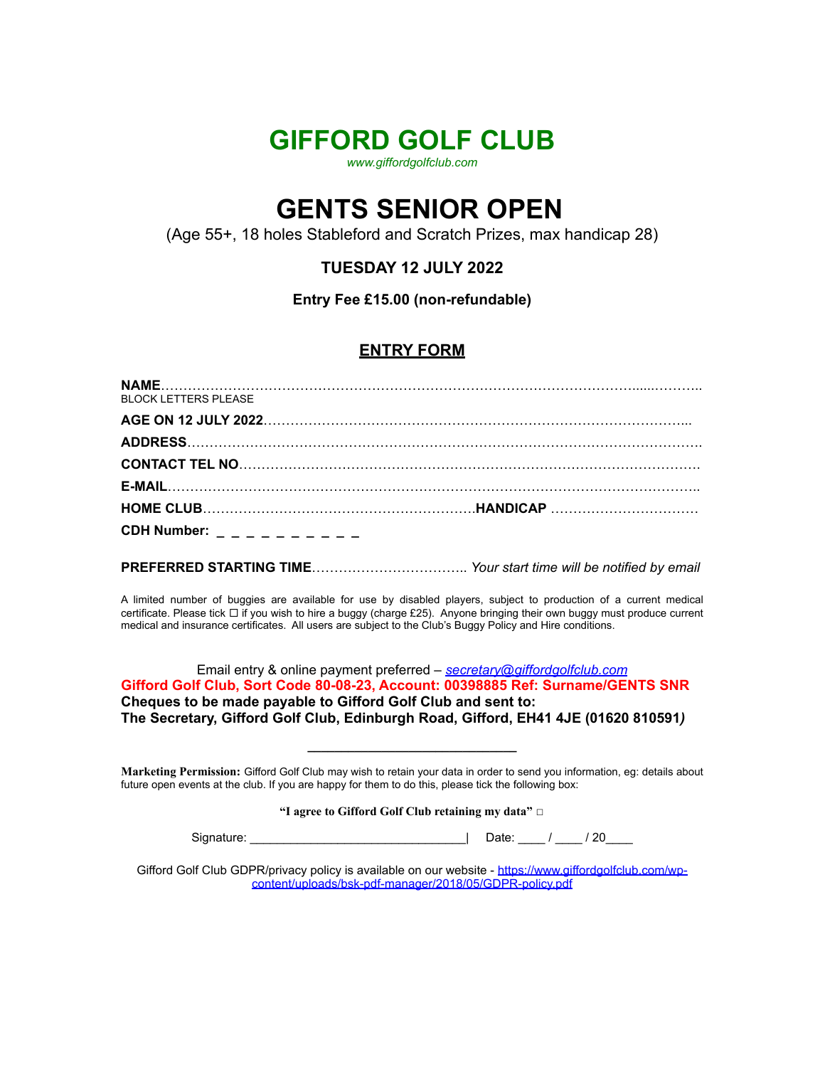# GIFFORD GOLF CLUB

*www.giffordgolfclub.com*

# GENTS SENIOR OPEN

(Age 55+, 18 holes Stableford and Scratch Prizes, max handicap 28)

### TUESDAY 12 JULY 2022

**Entry Fee £15.00 (non-refundable)**

## ENTRY FORM

**NAME**……………………………………………………………………………………………......………..
BLOCK LETTERS PLEASE

**AGE ON 12 JULY 2022**………………………………………………………………………………...

**ADDRESS**……………………………………………………………………………………………………

**CONTACT TEL NO**…………………………………………………………………………………………

**E-MAIL**……………………………………………………………………………………………………..

**HOME CLUB**……………………………………………………**HANDICAP** ……………………………

**CDH Number:** _ _ _ _ _ _ _ _ _ _

**PREFERRED STARTING TIME**…………………………….. *Your start time will be notified by email*

A limited number of buggies are available for use by disabled players, subject to production of a current medical certificate. Please tick ☐ if you wish to hire a buggy (charge £25). Anyone bringing their own buggy must produce current medical and insurance certificates. All users are subject to the Club's Buggy Policy and Hire conditions.

Email entry & online payment preferred – *secretary@giffordgolfclub.com*

**Gifford Golf Club, Sort Code 80-08-23, Account: 00398885 Ref: Surname/GENTS SNR**

**Cheques to be made payable to Gifford Golf Club and sent to:**

**The Secretary, Gifford Golf Club, Edinburgh Road, Gifford, EH41 4JE (01620 810591*)***

---

**Marketing Permission:** Gifford Golf Club may wish to retain your data in order to send you information, eg: details about future open events at the club. If you are happy for them to do this, please tick the following box:

**"I agree to Gifford Golf Club retaining my data"** ☐

Signature: _______________________________| Date: ____ / ____ / 20____

Gifford Golf Club GDPR/privacy policy is available on our website - https://www.giffordgolfclub.com/wp-content/uploads/bsk-pdf-manager/2018/05/GDPR-policy.pdf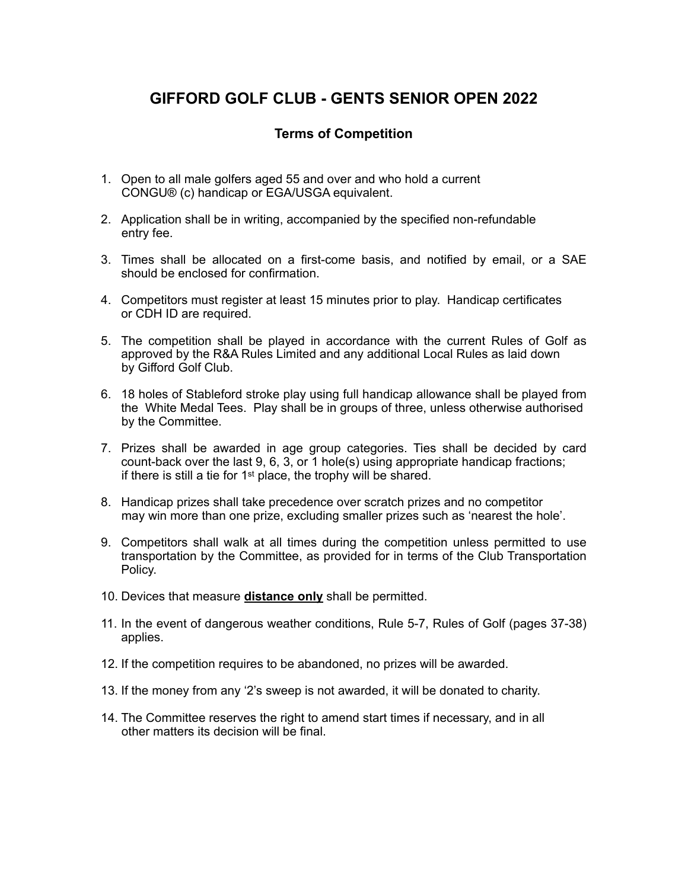# GIFFORD GOLF CLUB - GENTS SENIOR OPEN 2022

## Terms of Competition

1. Open to all male golfers aged 55 and over and who hold a current CONGU® (c) handicap or EGA/USGA equivalent.

2. Application shall be in writing, accompanied by the specified non-refundable entry fee.

3. Times shall be allocated on a first-come basis, and notified by email, or a SAE should be enclosed for confirmation.

4. Competitors must register at least 15 minutes prior to play. Handicap certificates or CDH ID are required.

5. The competition shall be played in accordance with the current Rules of Golf as approved by the R&A Rules Limited and any additional Local Rules as laid down by Gifford Golf Club.

6. 18 holes of Stableford stroke play using full handicap allowance shall be played from the White Medal Tees. Play shall be in groups of three, unless otherwise authorised by the Committee.

7. Prizes shall be awarded in age group categories. Ties shall be decided by card count-back over the last 9, 6, 3, or 1 hole(s) using appropriate handicap fractions; if there is still a tie for 1st place, the trophy will be shared.

8. Handicap prizes shall take precedence over scratch prizes and no competitor may win more than one prize, excluding smaller prizes such as 'nearest the hole'.

9. Competitors shall walk at all times during the competition unless permitted to use transportation by the Committee, as provided for in terms of the Club Transportation Policy.

10. Devices that measure **distance only** shall be permitted.

11. In the event of dangerous weather conditions, Rule 5-7, Rules of Golf (pages 37-38) applies.

12. If the competition requires to be abandoned, no prizes will be awarded.

13. If the money from any '2's sweep is not awarded, it will be donated to charity.

14. The Committee reserves the right to amend start times if necessary, and in all other matters its decision will be final.